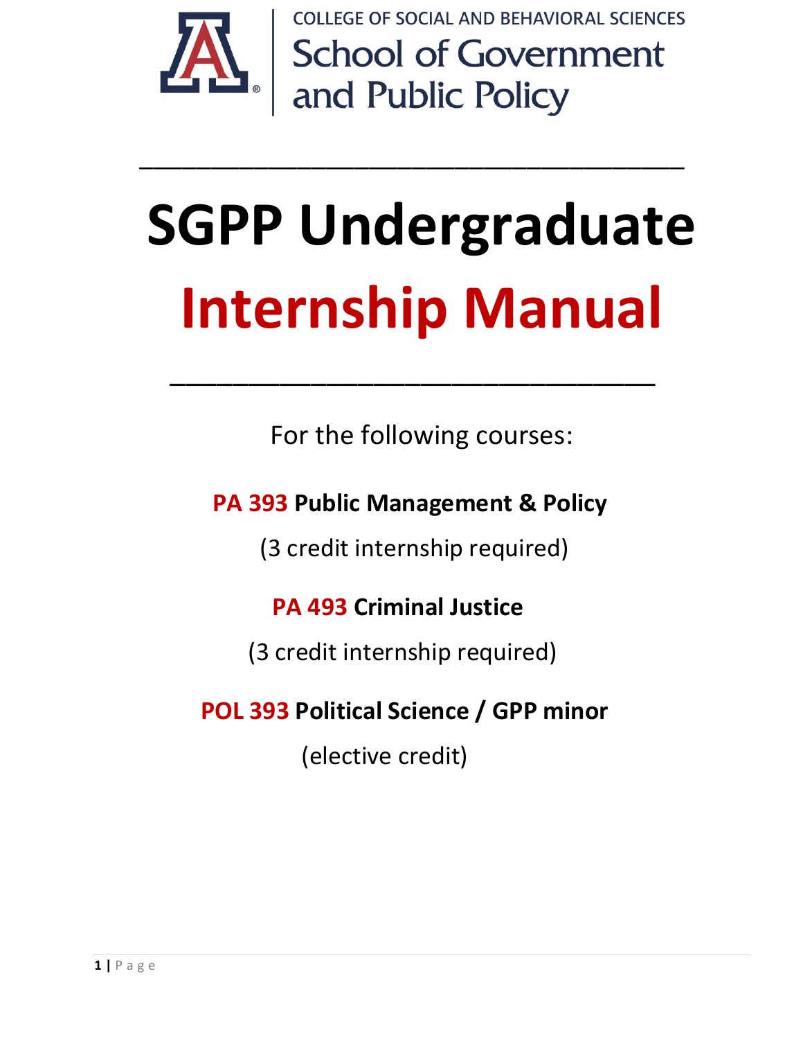COLLEGE OF SOCIAL AND BEHAVIORAL SCIENCES
School of Government and Public Policy

---

# SGPP Undergraduate Internship Manual

---

For the following courses:

**PA 393 Public Management & Policy**

(3 credit internship required)

**PA 493 Criminal Justice**

(3 credit internship required)

**POL 393 Political Science / GPP minor**

(elective credit)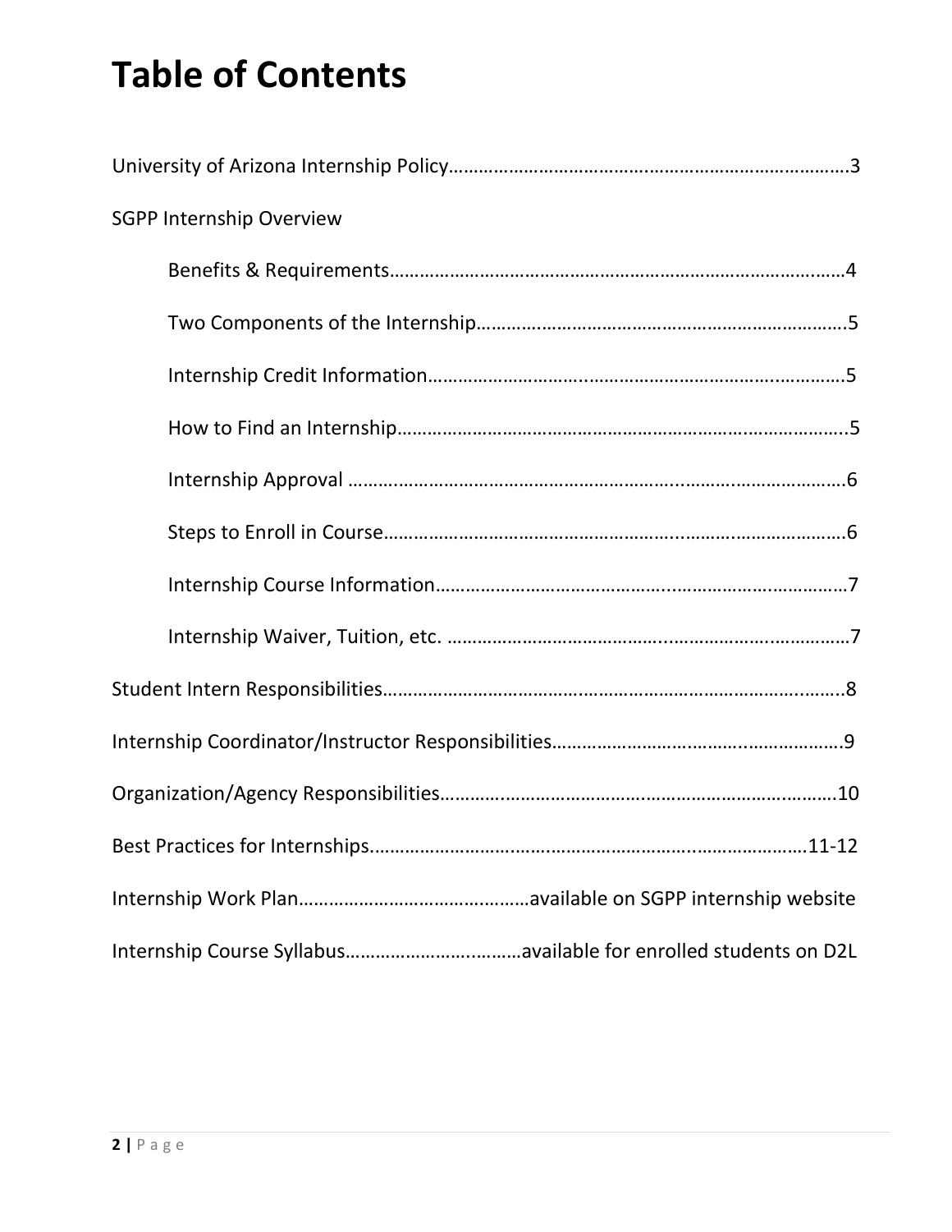# Table of Contents

University of Arizona Internship Policy……………………………………………………………………3

SGPP Internship Overview

- Benefits & Requirements……………………………………………………………………………4
- Two Components of the Internship………………………………………………………………5
- Internship Credit Information………………………………………………………………………5
- How to Find an Internship…………………………………………………………………………..5
- Internship Approval …………………………………………………………………………………6
- Steps to Enroll in Course……………………………………………………………………………6
- Internship Course Information……………………………………………………………………7
- Internship Waiver, Tuition, etc. ……………………………………………………………………7

Student Intern Responsibilities……………………………………………………………………………..8

Internship Coordinator/Instructor Responsibilities…………………………………………………9

Organization/Agency Responsibilities………………………………………………………………….10

Best Practices for Internships…………………………………………………………………………11-12

Internship Work Plan………………………………………available on SGPP internship website

Internship Course Syllabus……………………………available for enrolled students on D2L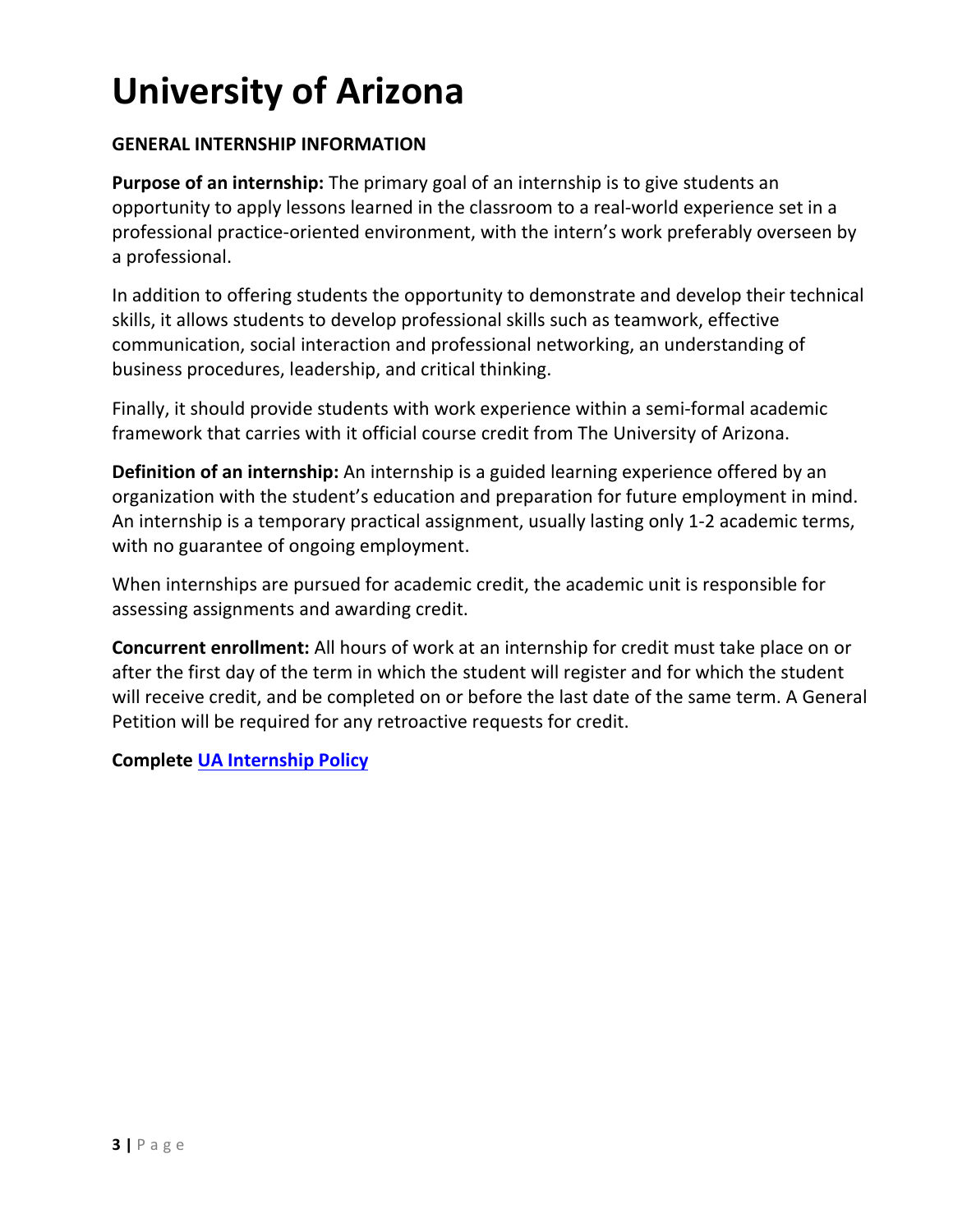# University of Arizona

**GENERAL INTERNSHIP INFORMATION**

**Purpose of an internship:** The primary goal of an internship is to give students an opportunity to apply lessons learned in the classroom to a real-world experience set in a professional practice-oriented environment, with the intern's work preferably overseen by a professional.

In addition to offering students the opportunity to demonstrate and develop their technical skills, it allows students to develop professional skills such as teamwork, effective communication, social interaction and professional networking, an understanding of business procedures, leadership, and critical thinking.

Finally, it should provide students with work experience within a semi-formal academic framework that carries with it official course credit from The University of Arizona.

**Definition of an internship:** An internship is a guided learning experience offered by an organization with the student's education and preparation for future employment in mind. An internship is a temporary practical assignment, usually lasting only 1-2 academic terms, with no guarantee of ongoing employment.

When internships are pursued for academic credit, the academic unit is responsible for assessing assignments and awarding credit.

**Concurrent enrollment:** All hours of work at an internship for credit must take place on or after the first day of the term in which the student will register and for which the student will receive credit, and be completed on or before the last date of the same term. A General Petition will be required for any retroactive requests for credit.

**Complete UA Internship Policy**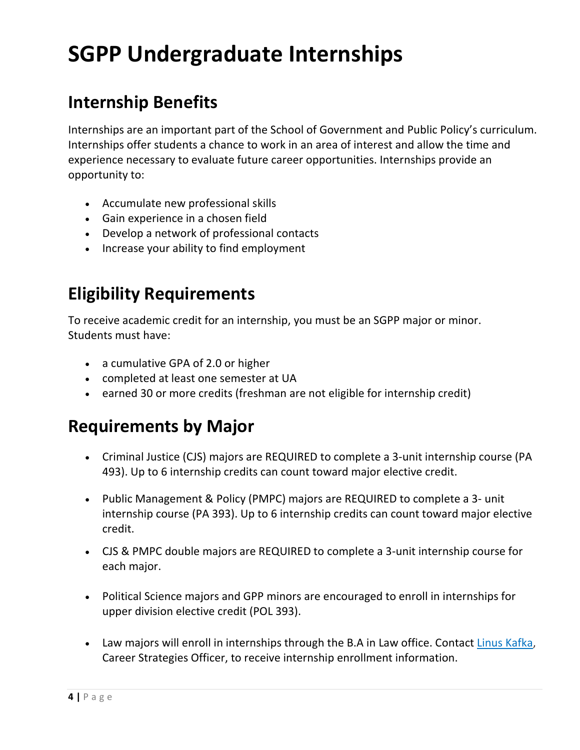# SGPP Undergraduate Internships

## Internship Benefits

Internships are an important part of the School of Government and Public Policy's curriculum. Internships offer students a chance to work in an area of interest and allow the time and experience necessary to evaluate future career opportunities. Internships provide an opportunity to:

- Accumulate new professional skills
- Gain experience in a chosen field
- Develop a network of professional contacts
- Increase your ability to find employment

## Eligibility Requirements

To receive academic credit for an internship, you must be an SGPP major or minor. Students must have:

- a cumulative GPA of 2.0 or higher
- completed at least one semester at UA
- earned 30 or more credits (freshman are not eligible for internship credit)

## Requirements by Major

- Criminal Justice (CJS) majors are REQUIRED to complete a 3-unit internship course (PA 493). Up to 6 internship credits can count toward major elective credit.

- Public Management & Policy (PMPC) majors are REQUIRED to complete a 3- unit internship course (PA 393). Up to 6 internship credits can count toward major elective credit.

- CJS & PMPC double majors are REQUIRED to complete a 3-unit internship course for each major.

- Political Science majors and GPP minors are encouraged to enroll in internships for upper division elective credit (POL 393).

- Law majors will enroll in internships through the B.A in Law office. Contact Linus Kafka, Career Strategies Officer, to receive internship enrollment information.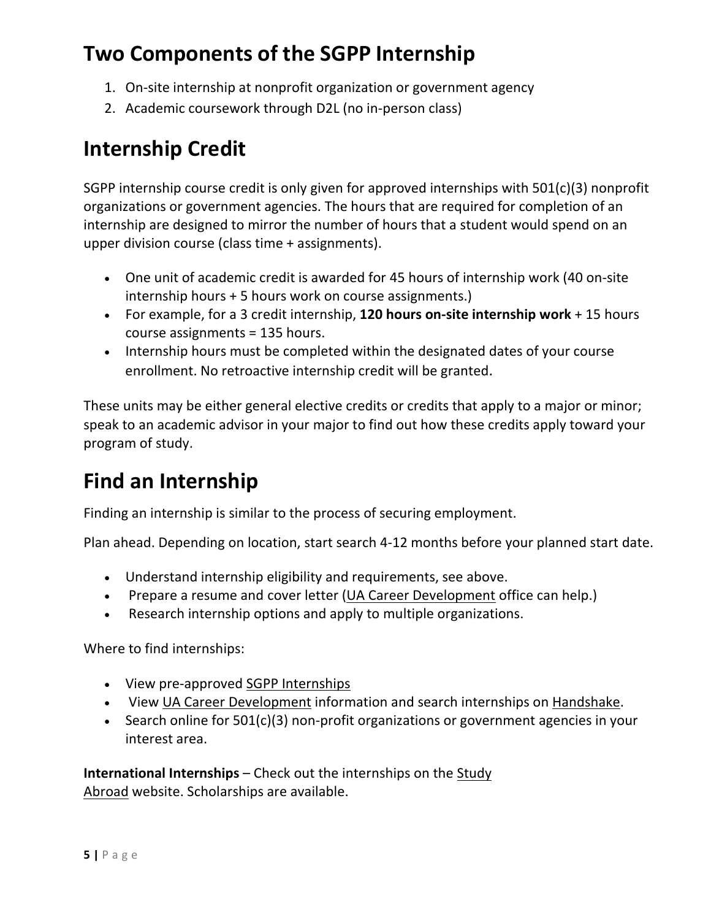## Two Components of the SGPP Internship

1. On-site internship at nonprofit organization or government agency
2. Academic coursework through D2L (no in-person class)

## Internship Credit

SGPP internship course credit is only given for approved internships with 501(c)(3) nonprofit organizations or government agencies. The hours that are required for completion of an internship are designed to mirror the number of hours that a student would spend on an upper division course (class time + assignments).

- One unit of academic credit is awarded for 45 hours of internship work (40 on-site internship hours + 5 hours work on course assignments.)
- For example, for a 3 credit internship, **120 hours on-site internship work** + 15 hours course assignments = 135 hours.
- Internship hours must be completed within the designated dates of your course enrollment. No retroactive internship credit will be granted.

These units may be either general elective credits or credits that apply to a major or minor; speak to an academic advisor in your major to find out how these credits apply toward your program of study.

## Find an Internship

Finding an internship is similar to the process of securing employment.

Plan ahead. Depending on location, start search 4-12 months before your planned start date.

- Understand internship eligibility and requirements, see above.
- Prepare a resume and cover letter (UA Career Development office can help.)
- Research internship options and apply to multiple organizations.

Where to find internships:

- View pre-approved SGPP Internships
- View UA Career Development information and search internships on Handshake.
- Search online for 501(c)(3) non-profit organizations or government agencies in your interest area.

**International Internships** – Check out the internships on the Study Abroad website. Scholarships are available.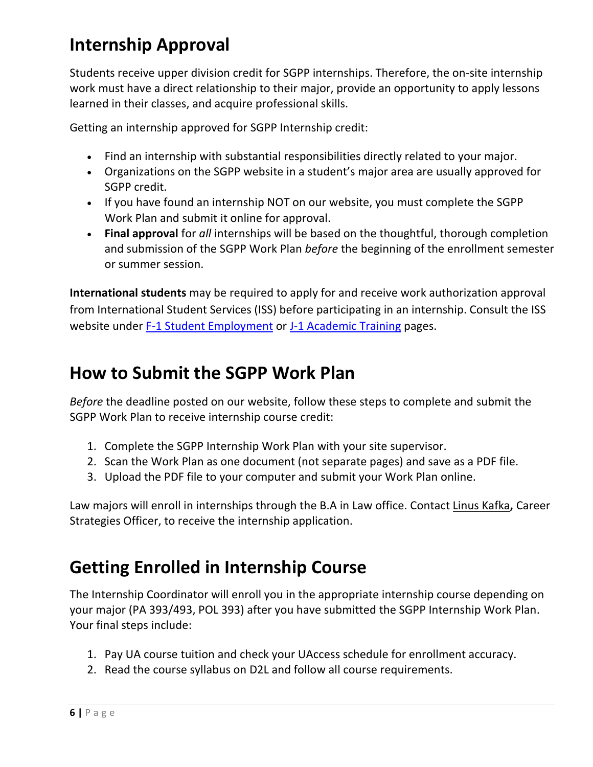## Internship Approval

Students receive upper division credit for SGPP internships. Therefore, the on-site internship work must have a direct relationship to their major, provide an opportunity to apply lessons learned in their classes, and acquire professional skills.

Getting an internship approved for SGPP Internship credit:

- Find an internship with substantial responsibilities directly related to your major.
- Organizations on the SGPP website in a student's major area are usually approved for SGPP credit.
- If you have found an internship NOT on our website, you must complete the SGPP Work Plan and submit it online for approval.
- **Final approval** for *all* internships will be based on the thoughtful, thorough completion and submission of the SGPP Work Plan *before* the beginning of the enrollment semester or summer session.

**International students** may be required to apply for and receive work authorization approval from International Student Services (ISS) before participating in an internship. Consult the ISS website under F-1 Student Employment or J-1 Academic Training pages.

## How to Submit the SGPP Work Plan

*Before* the deadline posted on our website, follow these steps to complete and submit the SGPP Work Plan to receive internship course credit:

1. Complete the SGPP Internship Work Plan with your site supervisor.
2. Scan the Work Plan as one document (not separate pages) and save as a PDF file.
3. Upload the PDF file to your computer and submit your Work Plan online.

Law majors will enroll in internships through the B.A in Law office. Contact Linus Kafka**,** Career Strategies Officer, to receive the internship application.

## Getting Enrolled in Internship Course

The Internship Coordinator will enroll you in the appropriate internship course depending on your major (PA 393/493, POL 393) after you have submitted the SGPP Internship Work Plan. Your final steps include:

1. Pay UA course tuition and check your UAccess schedule for enrollment accuracy.
2. Read the course syllabus on D2L and follow all course requirements.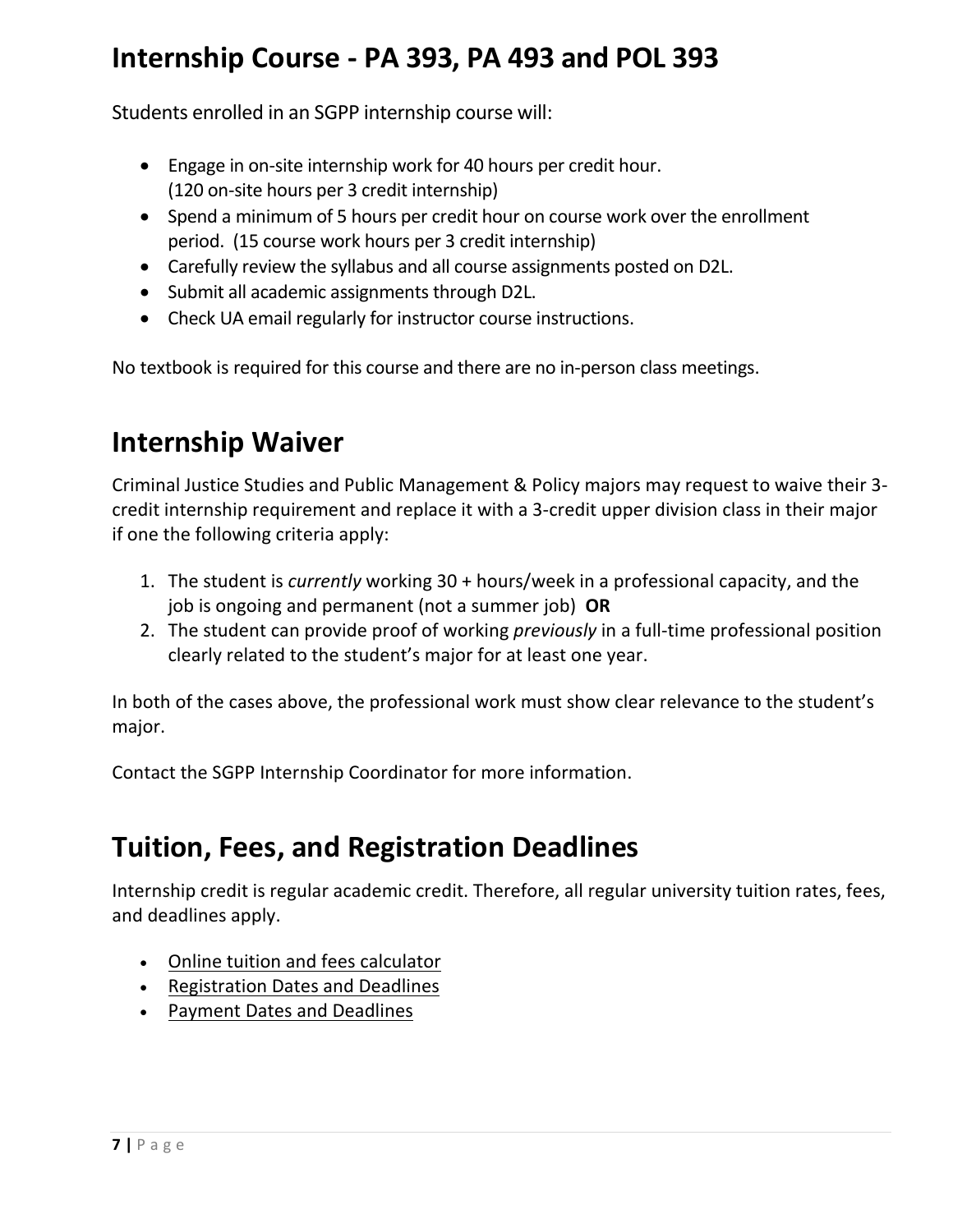## Internship Course - PA 393, PA 493 and POL 393

Students enrolled in an SGPP internship course will:

- Engage in on-site internship work for 40 hours per credit hour. (120 on-site hours per 3 credit internship)
- Spend a minimum of 5 hours per credit hour on course work over the enrollment period. (15 course work hours per 3 credit internship)
- Carefully review the syllabus and all course assignments posted on D2L.
- Submit all academic assignments through D2L.
- Check UA email regularly for instructor course instructions.

No textbook is required for this course and there are no in-person class meetings.

## Internship Waiver

Criminal Justice Studies and Public Management & Policy majors may request to waive their 3-credit internship requirement and replace it with a 3-credit upper division class in their major if one the following criteria apply:

1. The student is *currently* working 30 + hours/week in a professional capacity, and the job is ongoing and permanent (not a summer job) **OR**
2. The student can provide proof of working *previously* in a full-time professional position clearly related to the student's major for at least one year.

In both of the cases above, the professional work must show clear relevance to the student's major.

Contact the SGPP Internship Coordinator for more information.

## Tuition, Fees, and Registration Deadlines

Internship credit is regular academic credit. Therefore, all regular university tuition rates, fees, and deadlines apply.

- Online tuition and fees calculator
- Registration Dates and Deadlines
- Payment Dates and Deadlines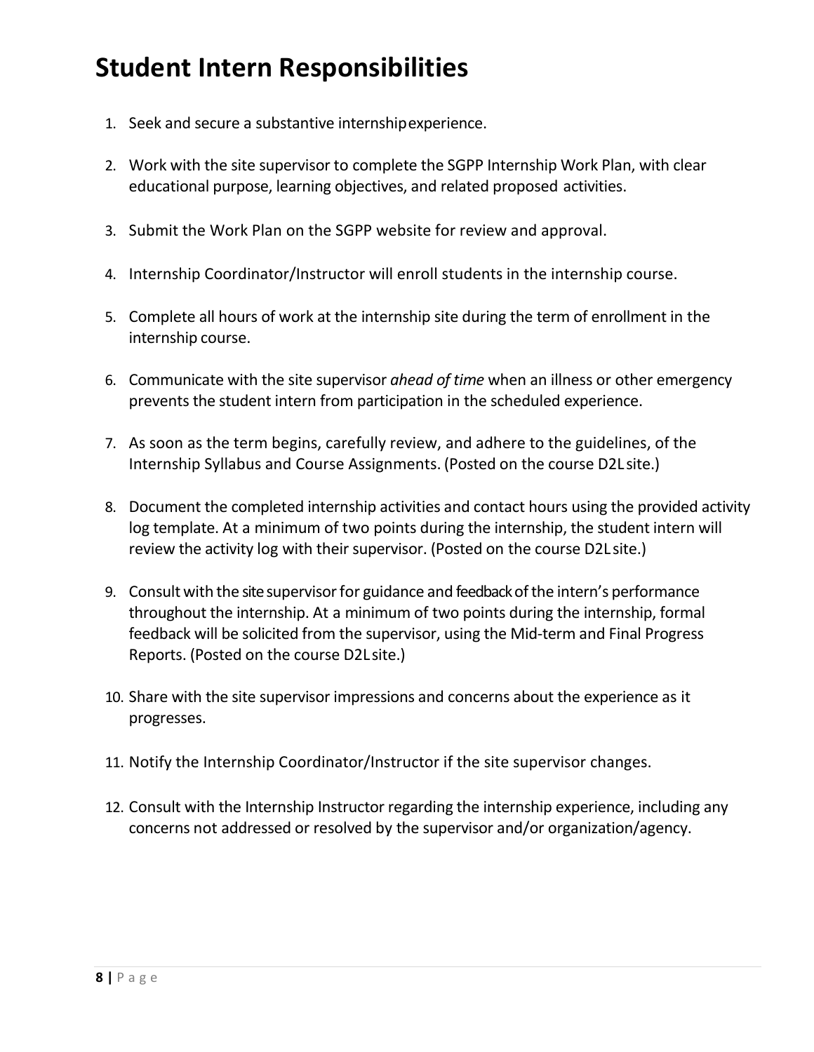# Student Intern Responsibilities

1. Seek and secure a substantive internship experience.

2. Work with the site supervisor to complete the SGPP Internship Work Plan, with clear educational purpose, learning objectives, and related proposed activities.

3. Submit the Work Plan on the SGPP website for review and approval.

4. Internship Coordinator/Instructor will enroll students in the internship course.

5. Complete all hours of work at the internship site during the term of enrollment in the internship course.

6. Communicate with the site supervisor *ahead of time* when an illness or other emergency prevents the student intern from participation in the scheduled experience.

7. As soon as the term begins, carefully review, and adhere to the guidelines, of the Internship Syllabus and Course Assignments. (Posted on the course D2L site.)

8. Document the completed internship activities and contact hours using the provided activity log template. At a minimum of two points during the internship, the student intern will review the activity log with their supervisor. (Posted on the course D2L site.)

9. Consult with the site supervisor for guidance and feedback of the intern's performance throughout the internship. At a minimum of two points during the internship, formal feedback will be solicited from the supervisor, using the Mid-term and Final Progress Reports. (Posted on the course D2L site.)

10. Share with the site supervisor impressions and concerns about the experience as it progresses.

11. Notify the Internship Coordinator/Instructor if the site supervisor changes.

12. Consult with the Internship Instructor regarding the internship experience, including any concerns not addressed or resolved by the supervisor and/or organization/agency.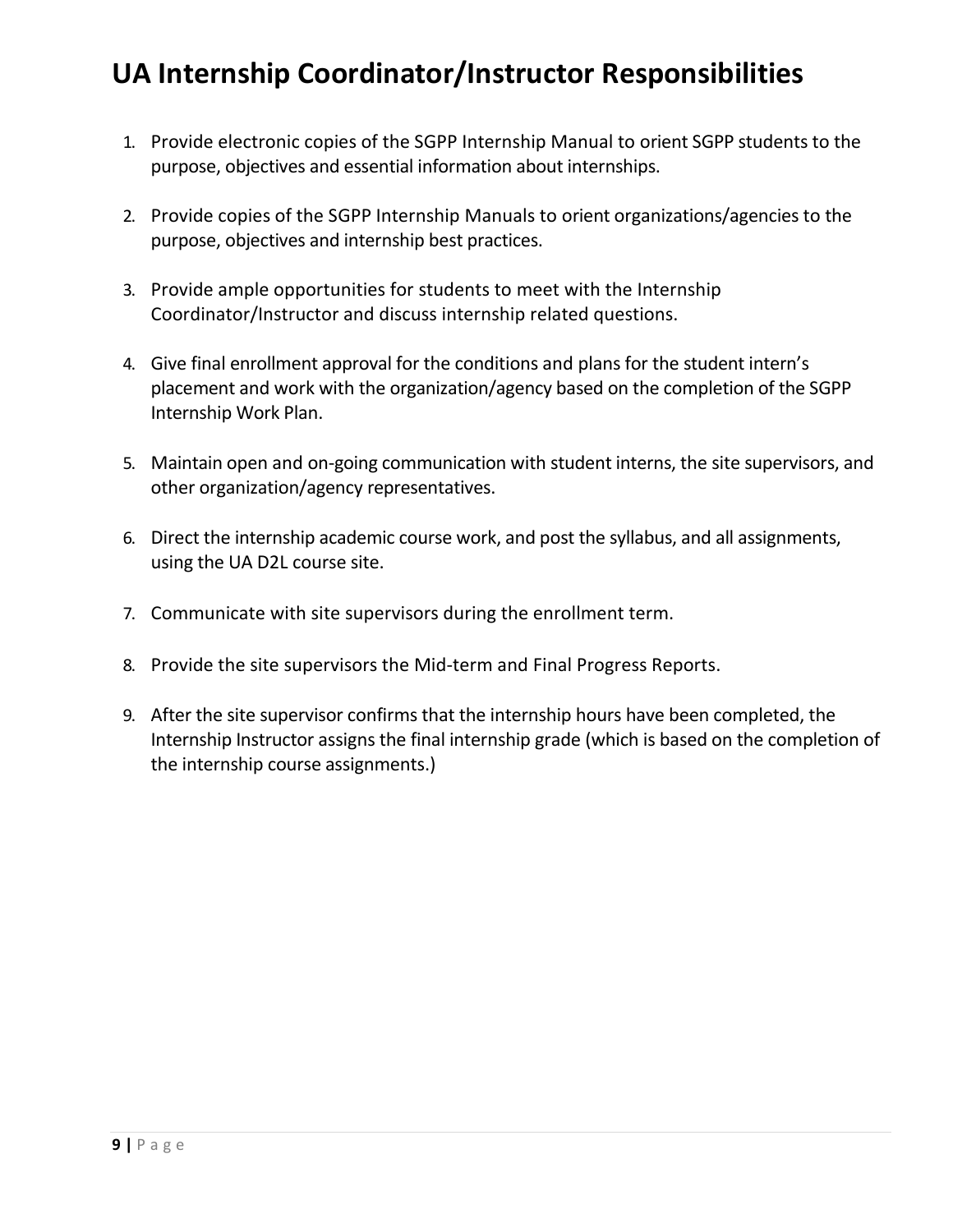# UA Internship Coordinator/Instructor Responsibilities

1. Provide electronic copies of the SGPP Internship Manual to orient SGPP students to the purpose, objectives and essential information about internships.
2. Provide copies of the SGPP Internship Manuals to orient organizations/agencies to the purpose, objectives and internship best practices.
3. Provide ample opportunities for students to meet with the Internship Coordinator/Instructor and discuss internship related questions.
4. Give final enrollment approval for the conditions and plans for the student intern's placement and work with the organization/agency based on the completion of the SGPP Internship Work Plan.
5. Maintain open and on-going communication with student interns, the site supervisors, and other organization/agency representatives.
6. Direct the internship academic course work, and post the syllabus, and all assignments, using the UA D2L course site.
7. Communicate with site supervisors during the enrollment term.
8. Provide the site supervisors the Mid-term and Final Progress Reports.
9. After the site supervisor confirms that the internship hours have been completed, the Internship Instructor assigns the final internship grade (which is based on the completion of the internship course assignments.)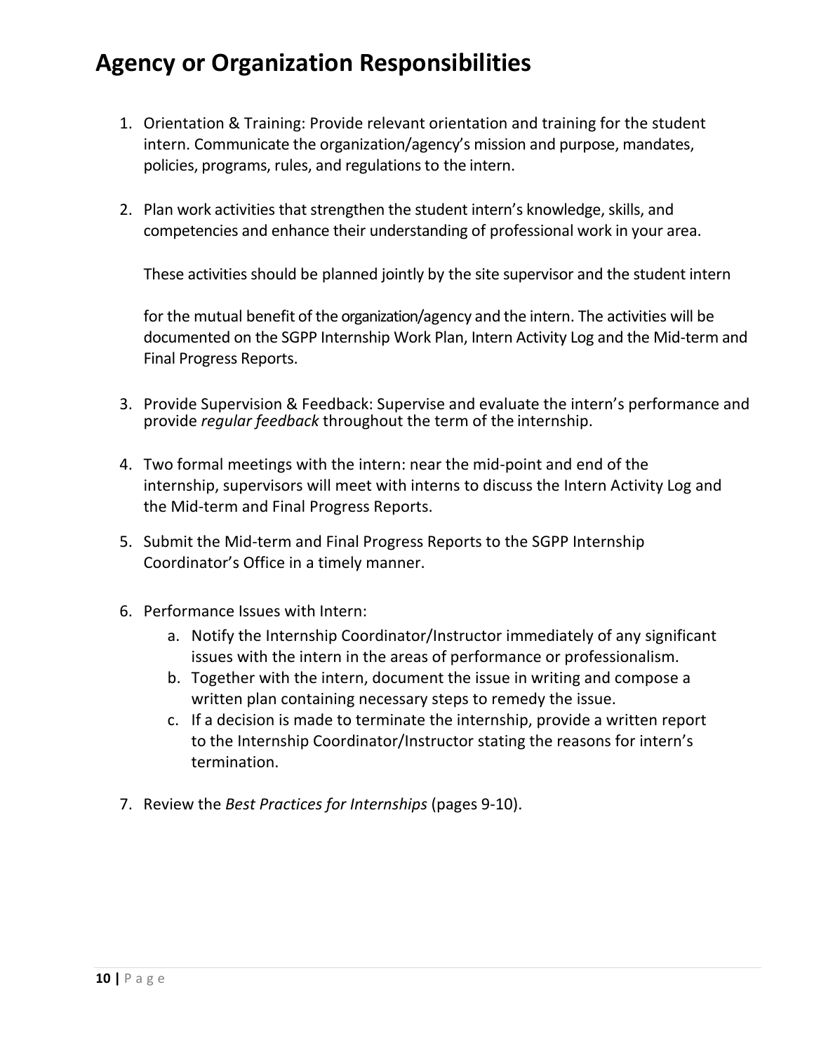# Agency or Organization Responsibilities

1. Orientation & Training: Provide relevant orientation and training for the student intern. Communicate the organization/agency's mission and purpose, mandates, policies, programs, rules, and regulations to the intern.

2. Plan work activities that strengthen the student intern's knowledge, skills, and competencies and enhance their understanding of professional work in your area.

   These activities should be planned jointly by the site supervisor and the student intern

   for the mutual benefit of the organization/agency and the intern. The activities will be documented on the SGPP Internship Work Plan, Intern Activity Log and the Mid-term and Final Progress Reports.

3. Provide Supervision & Feedback: Supervise and evaluate the intern's performance and provide *regular feedback* throughout the term of the internship.

4. Two formal meetings with the intern: near the mid-point and end of the internship, supervisors will meet with interns to discuss the Intern Activity Log and the Mid-term and Final Progress Reports.

5. Submit the Mid-term and Final Progress Reports to the SGPP Internship Coordinator's Office in a timely manner.

6. Performance Issues with Intern:
   a. Notify the Internship Coordinator/Instructor immediately of any significant issues with the intern in the areas of performance or professionalism.
   b. Together with the intern, document the issue in writing and compose a written plan containing necessary steps to remedy the issue.
   c. If a decision is made to terminate the internship, provide a written report to the Internship Coordinator/Instructor stating the reasons for intern's termination.

7. Review the *Best Practices for Internships* (pages 9-10).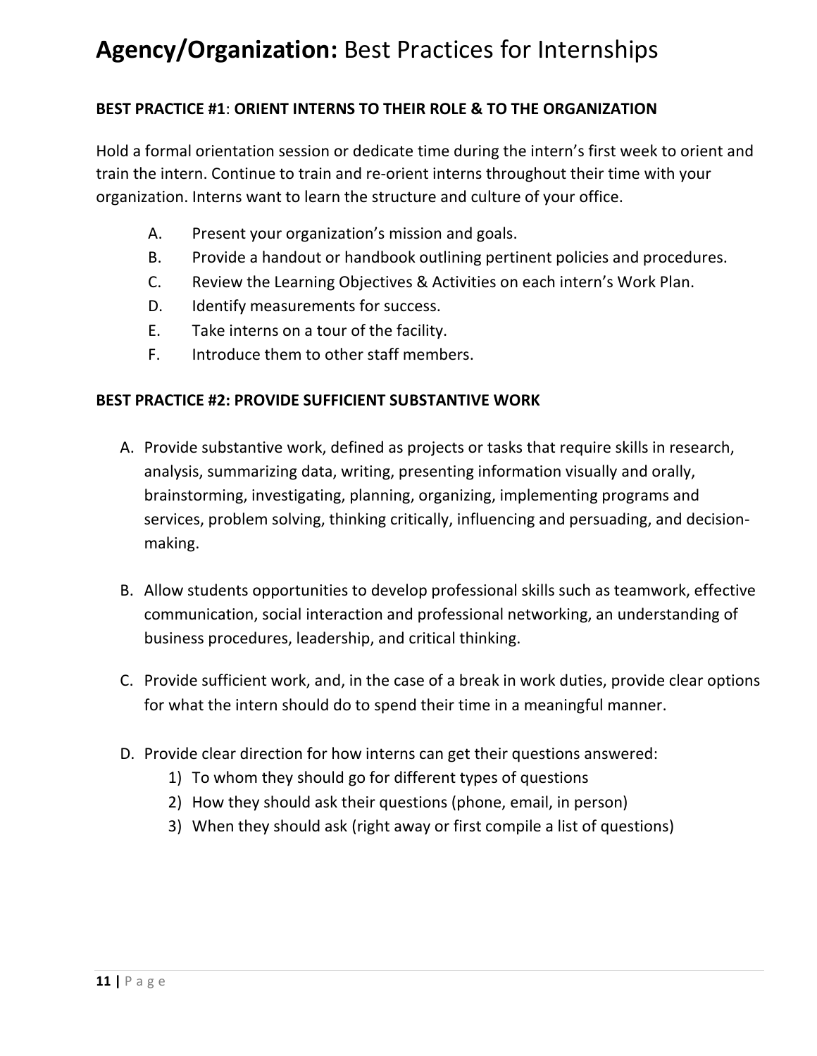# **Agency/Organization:** Best Practices for Internships

**BEST PRACTICE #1**: **ORIENT INTERNS TO THEIR ROLE & TO THE ORGANIZATION**

Hold a formal orientation session or dedicate time during the intern's first week to orient and train the intern. Continue to train and re-orient interns throughout their time with your organization. Interns want to learn the structure and culture of your office.

A. Present your organization's mission and goals.
B. Provide a handout or handbook outlining pertinent policies and procedures.
C. Review the Learning Objectives & Activities on each intern's Work Plan.
D. Identify measurements for success.
E. Take interns on a tour of the facility.
F. Introduce them to other staff members.

**BEST PRACTICE #2: PROVIDE SUFFICIENT SUBSTANTIVE WORK**

A. Provide substantive work, defined as projects or tasks that require skills in research, analysis, summarizing data, writing, presenting information visually and orally, brainstorming, investigating, planning, organizing, implementing programs and services, problem solving, thinking critically, influencing and persuading, and decision-making.

B. Allow students opportunities to develop professional skills such as teamwork, effective communication, social interaction and professional networking, an understanding of business procedures, leadership, and critical thinking.

C. Provide sufficient work, and, in the case of a break in work duties, provide clear options for what the intern should do to spend their time in a meaningful manner.

D. Provide clear direction for how interns can get their questions answered:
    1) To whom they should go for different types of questions
    2) How they should ask their questions (phone, email, in person)
    3) When they should ask (right away or first compile a list of questions)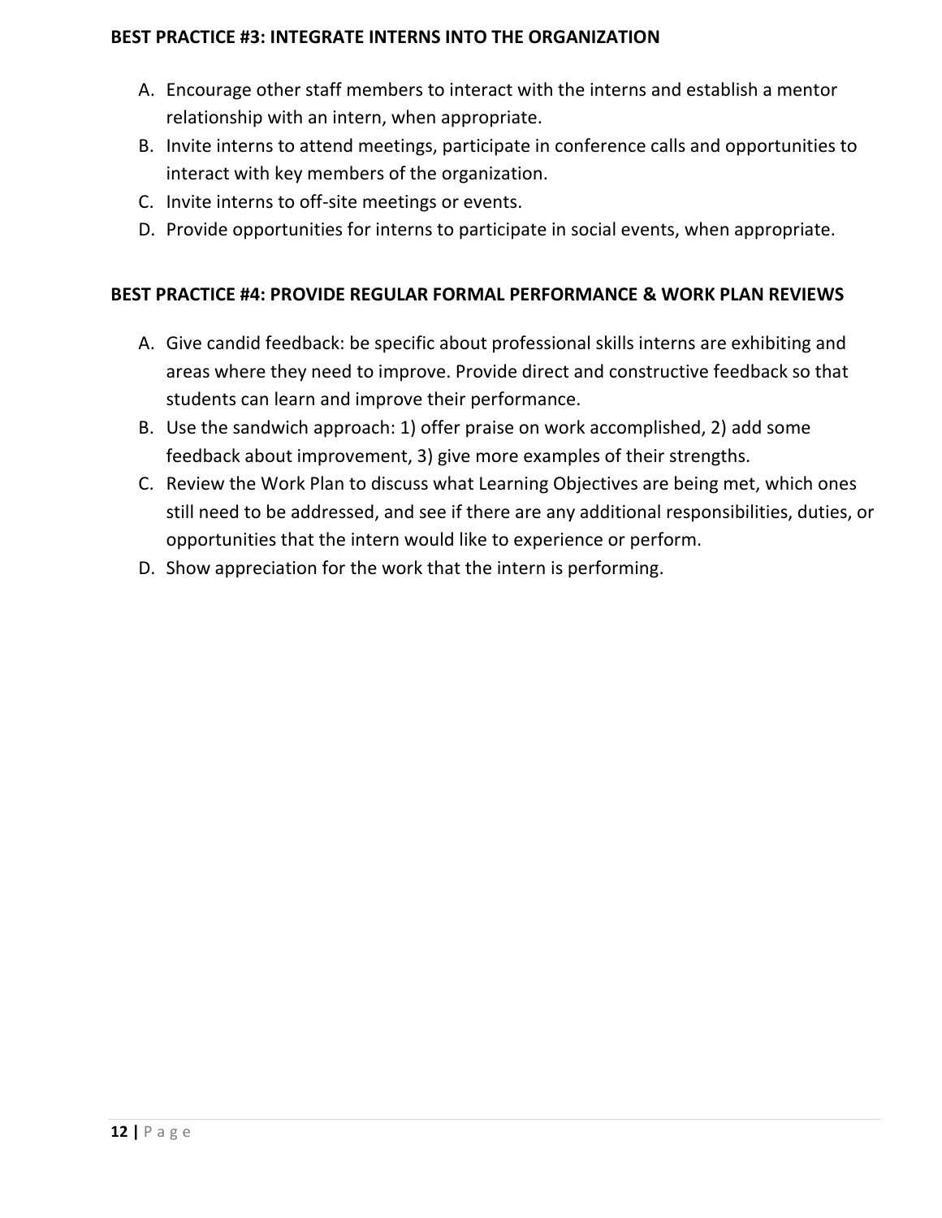**BEST PRACTICE #3: INTEGRATE INTERNS INTO THE ORGANIZATION**

A. Encourage other staff members to interact with the interns and establish a mentor relationship with an intern, when appropriate.
B. Invite interns to attend meetings, participate in conference calls and opportunities to interact with key members of the organization.
C. Invite interns to off-site meetings or events.
D. Provide opportunities for interns to participate in social events, when appropriate.

**BEST PRACTICE #4: PROVIDE REGULAR FORMAL PERFORMANCE & WORK PLAN REVIEWS**

A. Give candid feedback: be specific about professional skills interns are exhibiting and areas where they need to improve. Provide direct and constructive feedback so that students can learn and improve their performance.
B. Use the sandwich approach: 1) offer praise on work accomplished, 2) add some feedback about improvement, 3) give more examples of their strengths.
C. Review the Work Plan to discuss what Learning Objectives are being met, which ones still need to be addressed, and see if there are any additional responsibilities, duties, or opportunities that the intern would like to experience or perform.
D. Show appreciation for the work that the intern is performing.